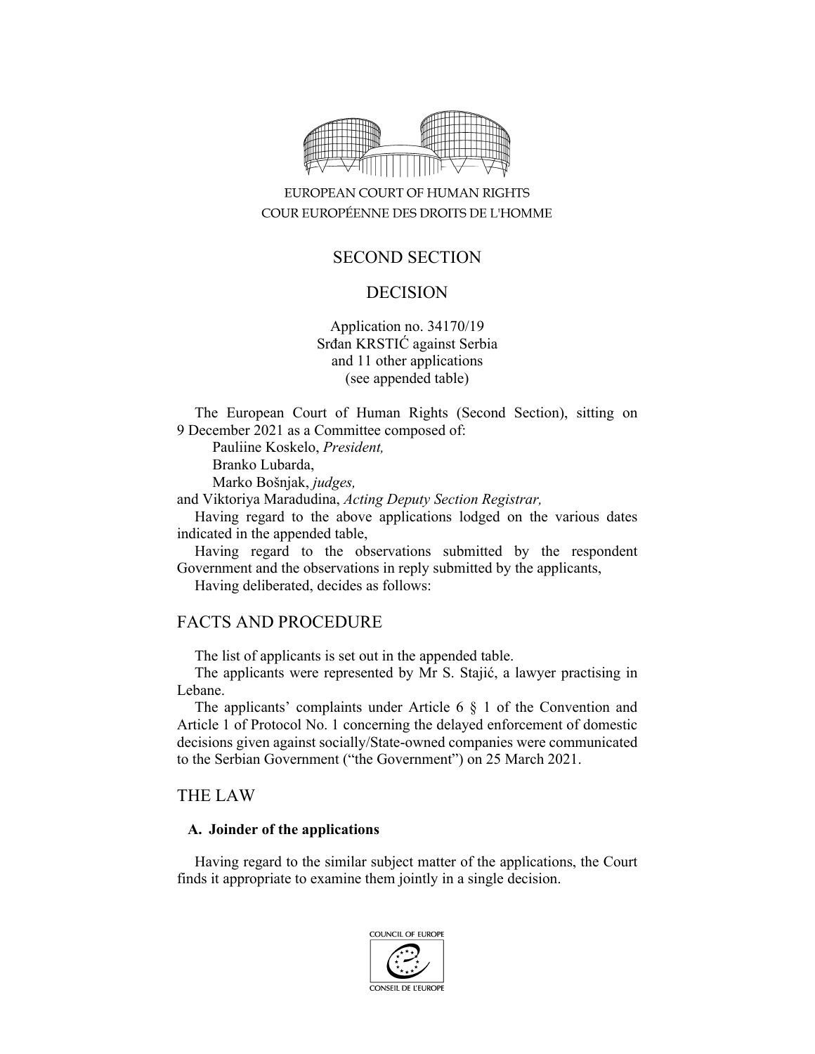EUROPEAN COURT OF HUMAN RIGHTS
COUR EUROPÉENNE DES DROITS DE L'HOMME

SECOND SECTION

DECISION

Application no. 34170/19
Srđan KRSTIĆ against Serbia
and 11 other applications
(see appended table)

The European Court of Human Rights (Second Section), sitting on 9 December 2021 as a Committee composed of:

Pauliine Koskelo, *President,*
Branko Lubarda,
Marko Bošnjak, *judges,*
and Viktoriya Maradudina, *Acting Deputy Section Registrar,*

Having regard to the above applications lodged on the various dates indicated in the appended table,

Having regard to the observations submitted by the respondent Government and the observations in reply submitted by the applicants,

Having deliberated, decides as follows:

## FACTS AND PROCEDURE

The list of applicants is set out in the appended table.

The applicants were represented by Mr S. Stajić, a lawyer practising in Lebane.

The applicants' complaints under Article 6 § 1 of the Convention and Article 1 of Protocol No. 1 concerning the delayed enforcement of domestic decisions given against socially/State-owned companies were communicated to the Serbian Government ("the Government") on 25 March 2021.

## THE LAW

### A. Joinder of the applications

Having regard to the similar subject matter of the applications, the Court finds it appropriate to examine them jointly in a single decision.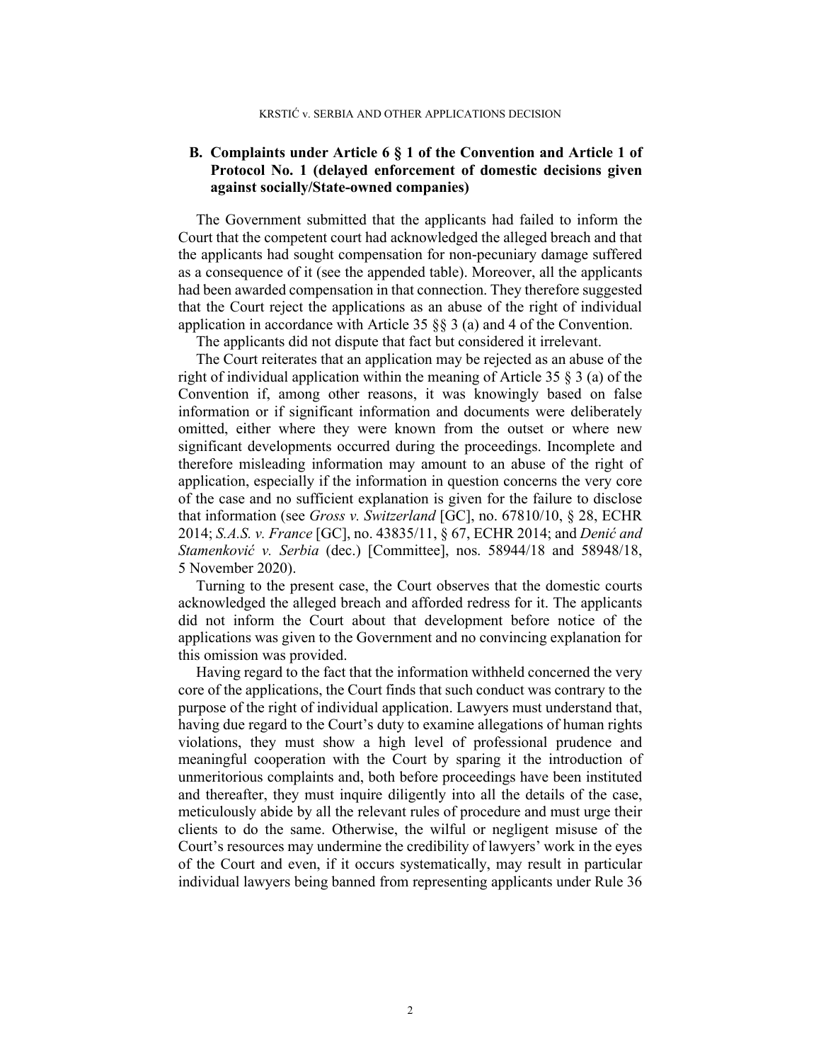## B. Complaints under Article 6 § 1 of the Convention and Article 1 of Protocol No. 1 (delayed enforcement of domestic decisions given against socially/State-owned companies)

The Government submitted that the applicants had failed to inform the Court that the competent court had acknowledged the alleged breach and that the applicants had sought compensation for non-pecuniary damage suffered as a consequence of it (see the appended table). Moreover, all the applicants had been awarded compensation in that connection. They therefore suggested that the Court reject the applications as an abuse of the right of individual application in accordance with Article 35 §§ 3 (a) and 4 of the Convention.

The applicants did not dispute that fact but considered it irrelevant.

The Court reiterates that an application may be rejected as an abuse of the right of individual application within the meaning of Article 35 § 3 (a) of the Convention if, among other reasons, it was knowingly based on false information or if significant information and documents were deliberately omitted, either where they were known from the outset or where new significant developments occurred during the proceedings. Incomplete and therefore misleading information may amount to an abuse of the right of application, especially if the information in question concerns the very core of the case and no sufficient explanation is given for the failure to disclose that information (see *Gross v. Switzerland* [GC], no. 67810/10, § 28, ECHR 2014; *S.A.S. v. France* [GC], no. 43835/11, § 67, ECHR 2014; and *Denić and Stamenković v. Serbia* (dec.) [Committee], nos. 58944/18 and 58948/18, 5 November 2020).

Turning to the present case, the Court observes that the domestic courts acknowledged the alleged breach and afforded redress for it. The applicants did not inform the Court about that development before notice of the applications was given to the Government and no convincing explanation for this omission was provided.

Having regard to the fact that the information withheld concerned the very core of the applications, the Court finds that such conduct was contrary to the purpose of the right of individual application. Lawyers must understand that, having due regard to the Court's duty to examine allegations of human rights violations, they must show a high level of professional prudence and meaningful cooperation with the Court by sparing it the introduction of unmeritorious complaints and, both before proceedings have been instituted and thereafter, they must inquire diligently into all the details of the case, meticulously abide by all the relevant rules of procedure and must urge their clients to do the same. Otherwise, the wilful or negligent misuse of the Court's resources may undermine the credibility of lawyers' work in the eyes of the Court and even, if it occurs systematically, may result in particular individual lawyers being banned from representing applicants under Rule 36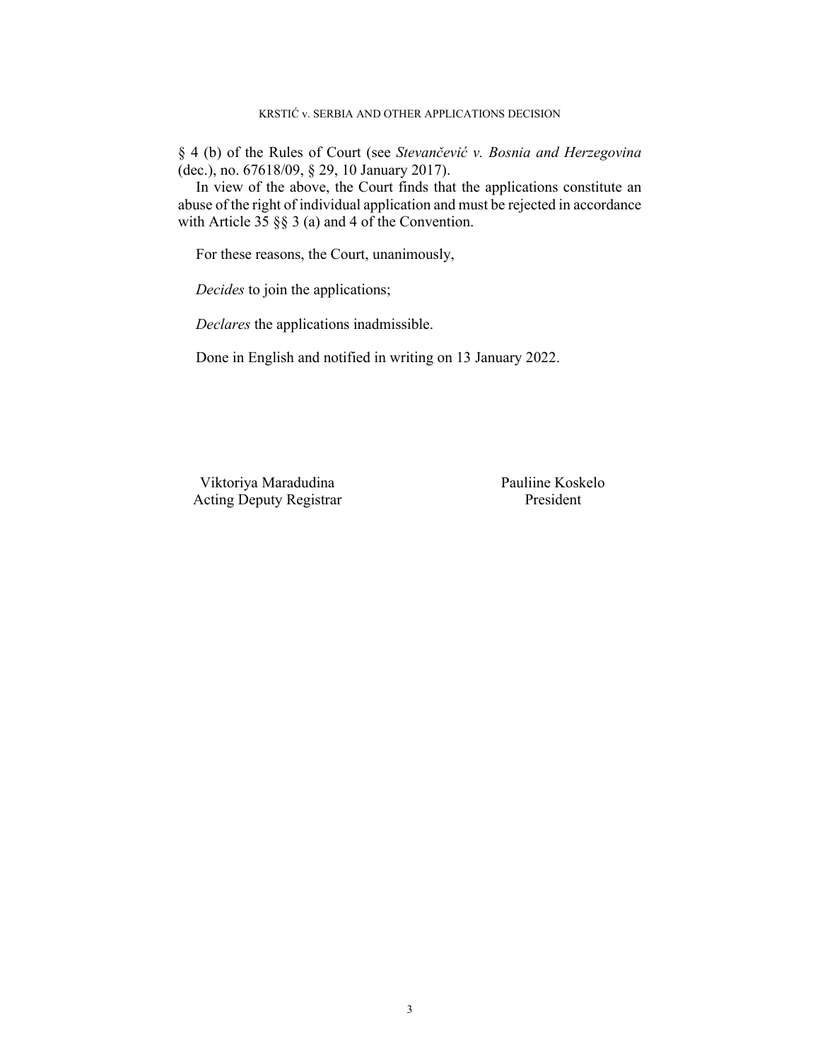§ 4 (b) of the Rules of Court (see *Stevančević v. Bosnia and Herzegovina* (dec.), no. 67618/09, § 29, 10 January 2017).

In view of the above, the Court finds that the applications constitute an abuse of the right of individual application and must be rejected in accordance with Article 35 §§ 3 (a) and 4 of the Convention.

For these reasons, the Court, unanimously,

*Decides* to join the applications;

*Declares* the applications inadmissible.

Done in English and notified in writing on 13 January 2022.

Viktoriya Maradudina
Acting Deputy Registrar

Pauliine Koskelo
President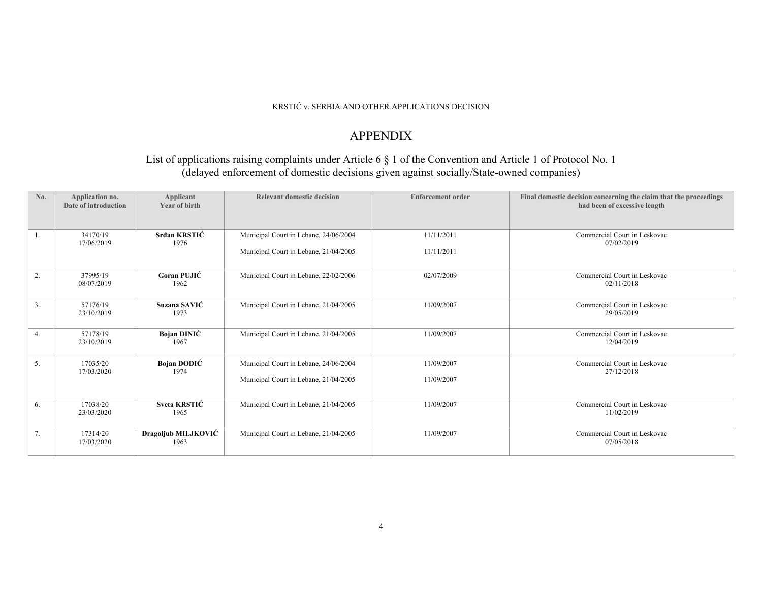# APPENDIX

## List of applications raising complaints under Article 6 § 1 of the Convention and Article 1 of Protocol No. 1 (delayed enforcement of domestic decisions given against socially/State-owned companies)

| No. | Application no. Date of introduction | Applicant Year of birth | Relevant domestic decision | Enforcement order | Final domestic decision concerning the claim that the proceedings had been of excessive length |
|---|---|---|---|---|---|
| 1. | 34170/19 17/06/2019 | **Srđan KRSTIĆ** 1976 | Municipal Court in Lebane, 24/06/2004 Municipal Court in Lebane, 21/04/2005 | 11/11/2011 11/11/2011 | Commercial Court in Leskovac 07/02/2019 |
| 2. | 37995/19 08/07/2019 | **Goran PUJIĆ** 1962 | Municipal Court in Lebane, 22/02/2006 | 02/07/2009 | Commercial Court in Leskovac 02/11/2018 |
| 3. | 57176/19 23/10/2019 | **Suzana SAVIĆ** 1973 | Municipal Court in Lebane, 21/04/2005 | 11/09/2007 | Commercial Court in Leskovac 29/05/2019 |
| 4. | 57178/19 23/10/2019 | **Bojan DINIĆ** 1967 | Municipal Court in Lebane, 21/04/2005 | 11/09/2007 | Commercial Court in Leskovac 12/04/2019 |
| 5. | 17035/20 17/03/2020 | **Bojan DODIĆ** 1974 | Municipal Court in Lebane, 24/06/2004 Municipal Court in Lebane, 21/04/2005 | 11/09/2007 11/09/2007 | Commercial Court in Leskovac 27/12/2018 |
| 6. | 17038/20 23/03/2020 | **Sveta KRSTIĆ** 1965 | Municipal Court in Lebane, 21/04/2005 | 11/09/2007 | Commercial Court in Leskovac 11/02/2019 |
| 7. | 17314/20 17/03/2020 | **Dragoljub MILJKOVIĆ** 1963 | Municipal Court in Lebane, 21/04/2005 | 11/09/2007 | Commercial Court in Leskovac 07/05/2018 |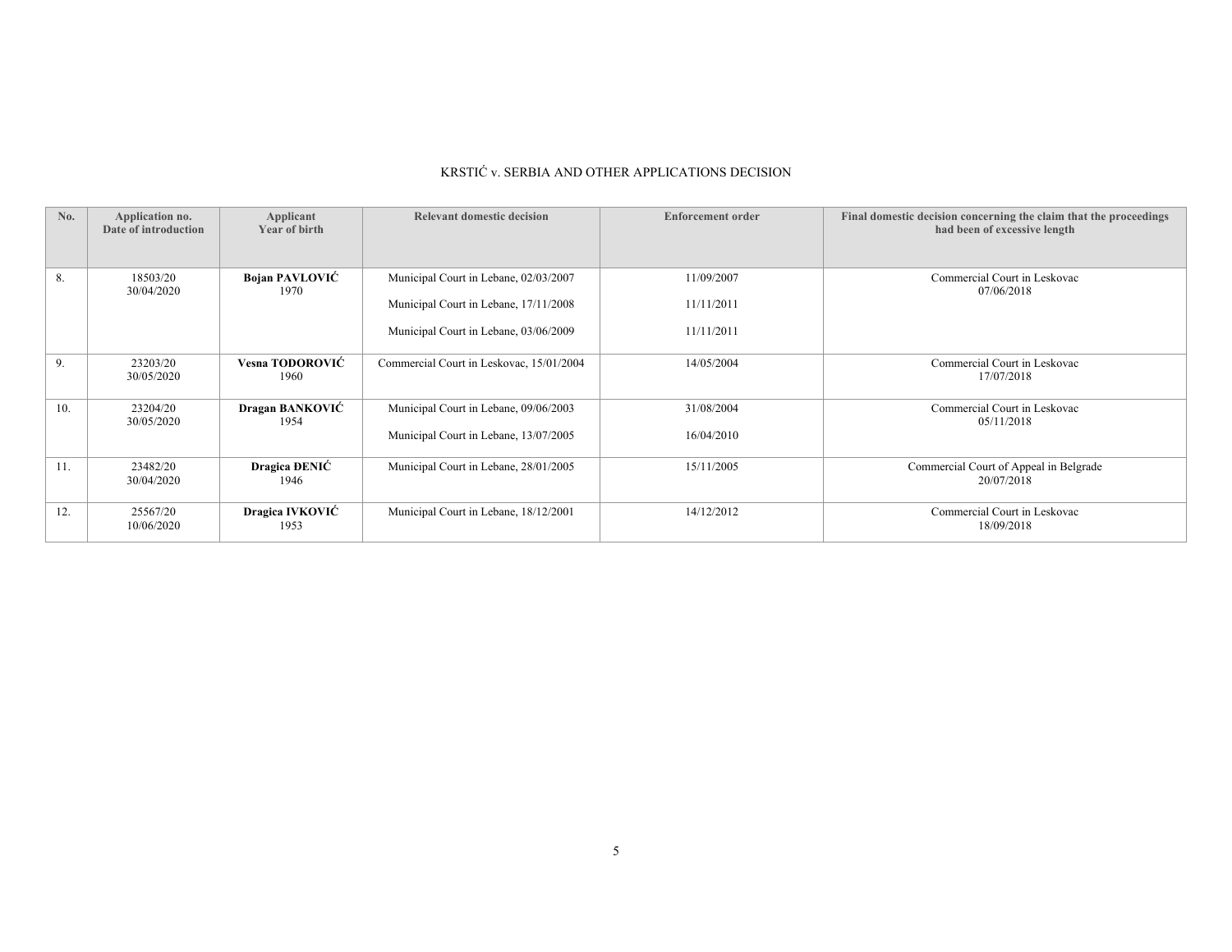| No. | Application no.<br>Date of introduction | Applicant<br>Year of birth | Relevant domestic decision | Enforcement order | Final domestic decision concerning the claim that the proceedings had been of excessive length |
|---|---|---|---|---|---|
| 8. | 18503/20<br>30/04/2020 | **Bojan PAVLOVIĆ**<br>1970 | Municipal Court in Lebane, 02/03/2007<br><br>Municipal Court in Lebane, 17/11/2008<br><br>Municipal Court in Lebane, 03/06/2009 | 11/09/2007<br><br>11/11/2011<br><br>11/11/2011 | Commercial Court in Leskovac<br>07/06/2018 |
| 9. | 23203/20<br>30/05/2020 | **Vesna TODOROVIĆ**<br>1960 | Commercial Court in Leskovac, 15/01/2004 | 14/05/2004 | Commercial Court in Leskovac<br>17/07/2018 |
| 10. | 23204/20<br>30/05/2020 | **Dragan BANKOVIĆ**<br>1954 | Municipal Court in Lebane, 09/06/2003<br><br>Municipal Court in Lebane, 13/07/2005 | 31/08/2004<br><br>16/04/2010 | Commercial Court in Leskovac<br>05/11/2018 |
| 11. | 23482/20<br>30/04/2020 | **Dragica ĐENIĆ**<br>1946 | Municipal Court in Lebane, 28/01/2005 | 15/11/2005 | Commercial Court of Appeal in Belgrade<br>20/07/2018 |
| 12. | 25567/20<br>10/06/2020 | **Dragica IVKOVIĆ**<br>1953 | Municipal Court in Lebane, 18/12/2001 | 14/12/2012 | Commercial Court in Leskovac<br>18/09/2018 |